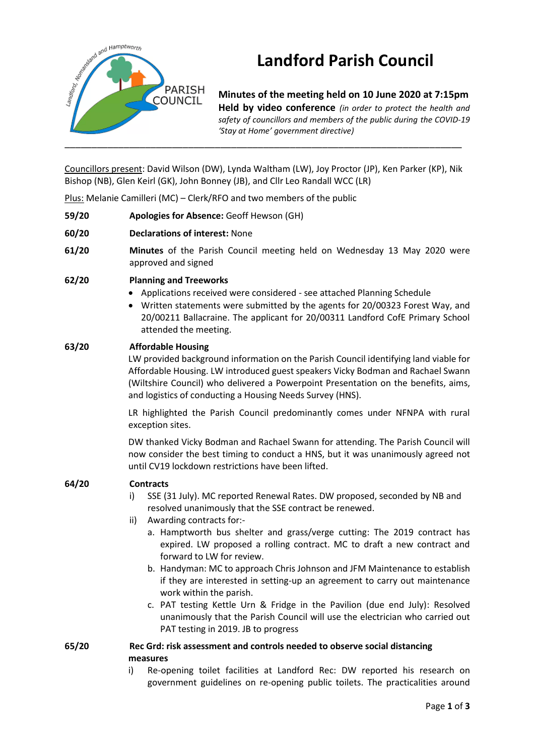# Landford Parish Council

**Minutes of the meeting held on 10 June 2020 at 7:15pm**
**Held by video conference** *(in order to protect the health and safety of councillors and members of the public during the COVID-19 'Stay at Home' government directive)*

---

Councillors present: David Wilson (DW), Lynda Waltham (LW), Joy Proctor (JP), Ken Parker (KP), Nik Bishop (NB), Glen Keirl (GK), John Bonney (JB), and Cllr Leo Randall WCC (LR)

Plus: Melanie Camilleri (MC) – Clerk/RFO and two members of the public

**59/20** **Apologies for Absence:** Geoff Hewson (GH)

**60/20** **Declarations of interest:** None

**61/20** **Minutes** of the Parish Council meeting held on Wednesday 13 May 2020 were approved and signed

**62/20** **Planning and Treeworks**

- Applications received were considered - see attached Planning Schedule
- Written statements were submitted by the agents for 20/00323 Forest Way, and 20/00211 Ballacraine. The applicant for 20/00311 Landford CofE Primary School attended the meeting.

**63/20** **Affordable Housing**

LW provided background information on the Parish Council identifying land viable for Affordable Housing. LW introduced guest speakers Vicky Bodman and Rachael Swann (Wiltshire Council) who delivered a Powerpoint Presentation on the benefits, aims, and logistics of conducting a Housing Needs Survey (HNS).

LR highlighted the Parish Council predominantly comes under NFNPA with rural exception sites.

DW thanked Vicky Bodman and Rachael Swann for attending. The Parish Council will now consider the best timing to conduct a HNS, but it was unanimously agreed not until CV19 lockdown restrictions have been lifted.

**64/20** **Contracts**

i) SSE (31 July). MC reported Renewal Rates. DW proposed, seconded by NB and resolved unanimously that the SSE contract be renewed.

ii) Awarding contracts for:-

a. Hamptworth bus shelter and grass/verge cutting: The 2019 contract has expired. LW proposed a rolling contract. MC to draft a new contract and forward to LW for review.

b. Handyman: MC to approach Chris Johnson and JFM Maintenance to establish if they are interested in setting-up an agreement to carry out maintenance work within the parish.

c. PAT testing Kettle Urn & Fridge in the Pavilion (due end July): Resolved unanimously that the Parish Council will use the electrician who carried out PAT testing in 2019. JB to progress

**65/20** **Rec Grd: risk assessment and controls needed to observe social distancing measures**

i) Re-opening toilet facilities at Landford Rec: DW reported his research on government guidelines on re-opening public toilets. The practicalities around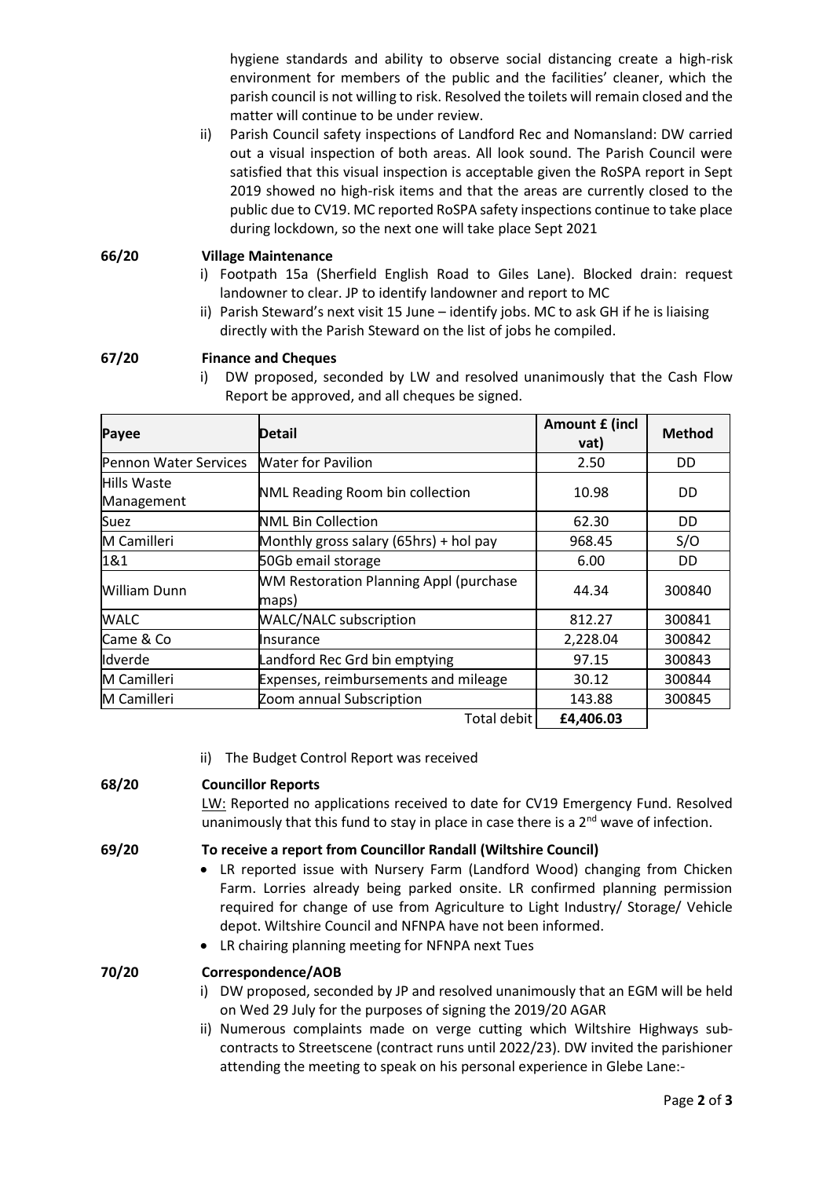hygiene standards and ability to observe social distancing create a high-risk environment for members of the public and the facilities' cleaner, which the parish council is not willing to risk. Resolved the toilets will remain closed and the matter will continue to be under review.

ii) Parish Council safety inspections of Landford Rec and Nomansland: DW carried out a visual inspection of both areas. All look sound. The Parish Council were satisfied that this visual inspection is acceptable given the RoSPA report in Sept 2019 showed no high-risk items and that the areas are currently closed to the public due to CV19. MC reported RoSPA safety inspections continue to take place during lockdown, so the next one will take place Sept 2021

**66/20 Village Maintenance**

i) Footpath 15a (Sherfield English Road to Giles Lane). Blocked drain: request landowner to clear. JP to identify landowner and report to MC
ii) Parish Steward's next visit 15 June – identify jobs. MC to ask GH if he is liaising directly with the Parish Steward on the list of jobs he compiled.

**67/20 Finance and Cheques**

i) DW proposed, seconded by LW and resolved unanimously that the Cash Flow Report be approved, and all cheques be signed.

| Payee | Detail | Amount £ (incl vat) | Method |
|---|---|---|---|
| Pennon Water Services | Water for Pavilion | 2.50 | DD |
| Hills Waste Management | NML Reading Room bin collection | 10.98 | DD |
| Suez | NML Bin Collection | 62.30 | DD |
| M Camilleri | Monthly gross salary (65hrs) + hol pay | 968.45 | S/O |
| 1&1 | 50Gb email storage | 6.00 | DD |
| William Dunn | WM Restoration Planning Appl (purchase maps) | 44.34 | 300840 |
| WALC | WALC/NALC subscription | 812.27 | 300841 |
| Came & Co | Insurance | 2,228.04 | 300842 |
| Idverde | Landford Rec Grd bin emptying | 97.15 | 300843 |
| M Camilleri | Expenses, reimbursements and mileage | 30.12 | 300844 |
| M Camilleri | Zoom annual Subscription | 143.88 | 300845 |
| | Total debit | **£4,406.03** | |

ii) The Budget Control Report was received

**68/20 Councillor Reports**

LW: Reported no applications received to date for CV19 Emergency Fund. Resolved unanimously that this fund to stay in place in case there is a 2nd wave of infection.

**69/20 To receive a report from Councillor Randall (Wiltshire Council)**

- LR reported issue with Nursery Farm (Landford Wood) changing from Chicken Farm. Lorries already being parked onsite. LR confirmed planning permission required for change of use from Agriculture to Light Industry/ Storage/ Vehicle depot. Wiltshire Council and NFNPA have not been informed.
- LR chairing planning meeting for NFNPA next Tues

**70/20 Correspondence/AOB**

i) DW proposed, seconded by JP and resolved unanimously that an EGM will be held on Wed 29 July for the purposes of signing the 2019/20 AGAR
ii) Numerous complaints made on verge cutting which Wiltshire Highways sub-contracts to Streetscene (contract runs until 2022/23). DW invited the parishioner attending the meeting to speak on his personal experience in Glebe Lane:-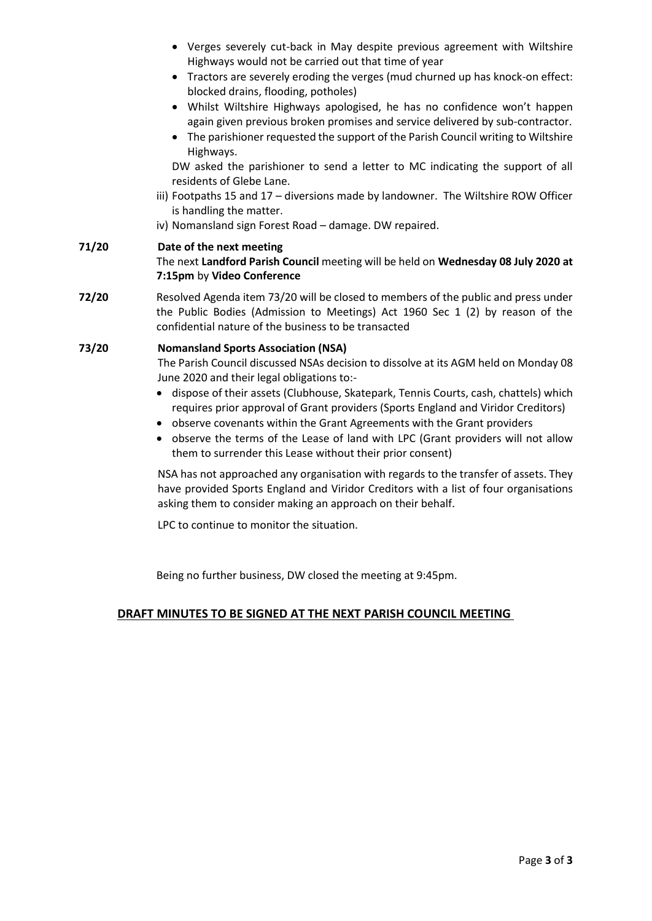- Verges severely cut-back in May despite previous agreement with Wiltshire Highways would not be carried out that time of year
- Tractors are severely eroding the verges (mud churned up has knock-on effect: blocked drains, flooding, potholes)
- Whilst Wiltshire Highways apologised, he has no confidence won't happen again given previous broken promises and service delivered by sub-contractor.
- The parishioner requested the support of the Parish Council writing to Wiltshire Highways.

DW asked the parishioner to send a letter to MC indicating the support of all residents of Glebe Lane.

iii) Footpaths 15 and 17 – diversions made by landowner. The Wiltshire ROW Officer is handling the matter.

iv) Nomansland sign Forest Road – damage. DW repaired.

**71/20 Date of the next meeting**

The next **Landford Parish Council** meeting will be held on **Wednesday 08 July 2020 at 7:15pm** by **Video Conference**

**72/20** Resolved Agenda item 73/20 will be closed to members of the public and press under the Public Bodies (Admission to Meetings) Act 1960 Sec 1 (2) by reason of the confidential nature of the business to be transacted

**73/20 Nomansland Sports Association (NSA)**

The Parish Council discussed NSAs decision to dissolve at its AGM held on Monday 08 June 2020 and their legal obligations to:-

- dispose of their assets (Clubhouse, Skatepark, Tennis Courts, cash, chattels) which requires prior approval of Grant providers (Sports England and Viridor Creditors)
- observe covenants within the Grant Agreements with the Grant providers
- observe the terms of the Lease of land with LPC (Grant providers will not allow them to surrender this Lease without their prior consent)

NSA has not approached any organisation with regards to the transfer of assets. They have provided Sports England and Viridor Creditors with a list of four organisations asking them to consider making an approach on their behalf.

LPC to continue to monitor the situation.

Being no further business, DW closed the meeting at 9:45pm.

**DRAFT MINUTES TO BE SIGNED AT THE NEXT PARISH COUNCIL MEETING**